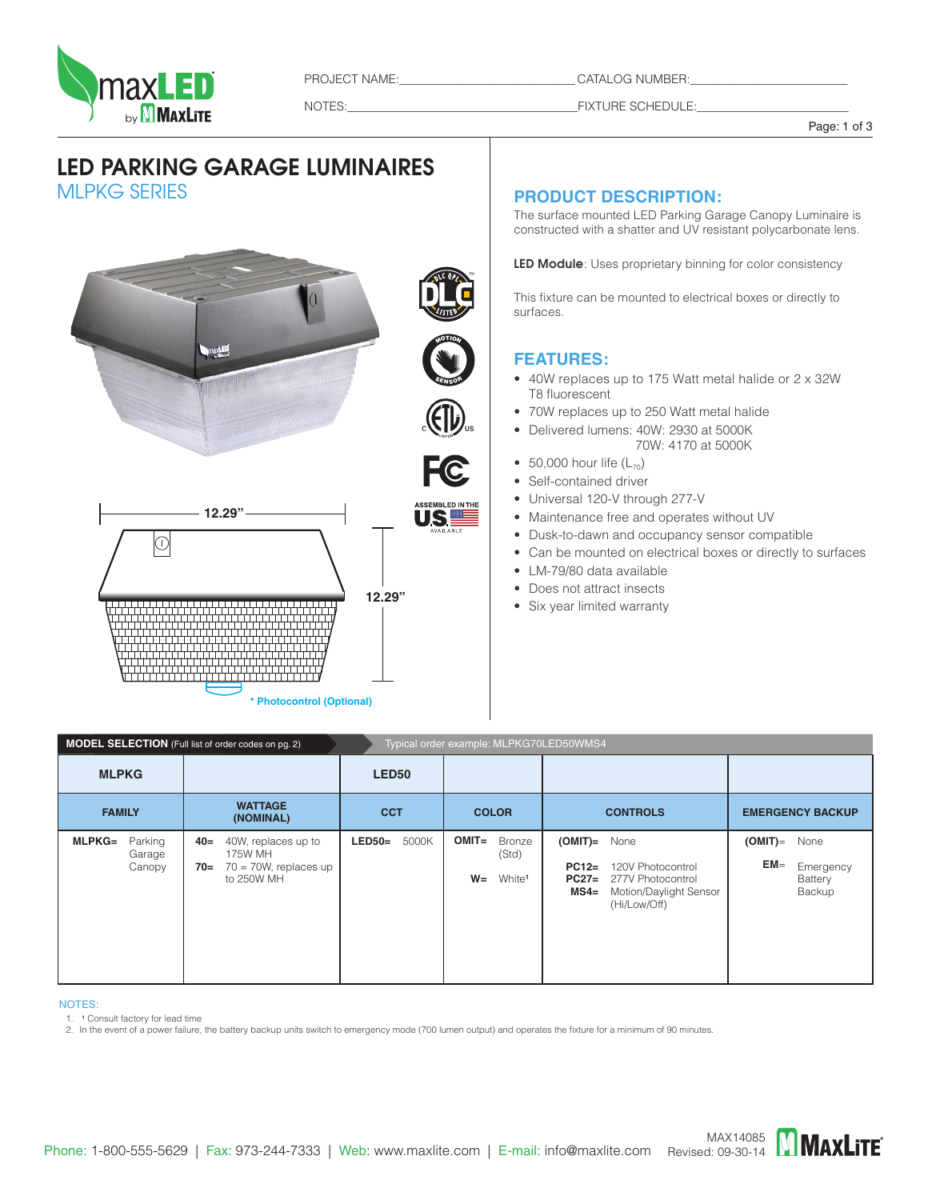PROJECT NAME:_________________________ CATALOG NUMBER:_______________________

NOTES:__________________________________ FIXTURE SCHEDULE:_______________________

# LED PARKING GARAGE LUMINAIRES

## MLPKG SERIES

12.29”

12.29”

\* Photocontrol (Optional)

## PRODUCT DESCRIPTION:

The surface mounted LED Parking Garage Canopy Luminaire is constructed with a shatter and UV resistant polycarbonate lens.

**LED Module**: Uses proprietary binning for color consistency

This fixture can be mounted to electrical boxes or directly to surfaces.

## FEATURES:

- 40W replaces up to 175 Watt metal halide or 2 x 32W T8 fluorescent
- 70W replaces up to 250 Watt metal halide
- Delivered lumens: 40W: 2930 at 5000K
  70W: 4170 at 5000K
- 50,000 hour life ($L_{70}$)
- Self-contained driver
- Universal 120-V through 277-V
- Maintenance free and operates without UV
- Dusk-to-dawn and occupancy sensor compatible
- Can be mounted on electrical boxes or directly to surfaces
- LM-79/80 data available
- Does not attract insects
- Six year limited warranty

**MODEL SELECTION** (Full list of order codes on pg. 2) — Typical order example: MLPKG70LED50WMS4

| MLPKG | | LED50 | | | |
|---|---|---|---|---|---|
| **FAMILY** | **WATTAGE (NOMINAL)** | **CCT** | **COLOR** | **CONTROLS** | **EMERGENCY BACKUP** |
| **MLPKG=** Parking Garage Canopy | **40=** 40W, replaces up to 175W MH<br>**70=** 70 = 70W, replaces up to 250W MH | **LED50=** 5000K | **OMIT=** Bronze (Std)<br>**W=** White[1] | **(OMIT)=** None<br>**PC12=** 120V Photocontrol<br>**PC27=** 277V Photocontrol<br>**MS4=** Motion/Daylight Sensor (Hi/Low/Off) | **(OMIT)=** None<br>**EM=** Emergency Battery Backup |

NOTES:

1. [1] Consult factory for lead time
2. In the event of a power failure, the battery backup units switch to emergency mode (700 lumen output) and operates the fixture for a minimum of 90 minutes.

Phone: 1-800-555-5629 | Fax: 973-244-7333 | Web: www.maxlite.com | E-mail: info@maxlite.com

MAX14085
Revised: 09-30-14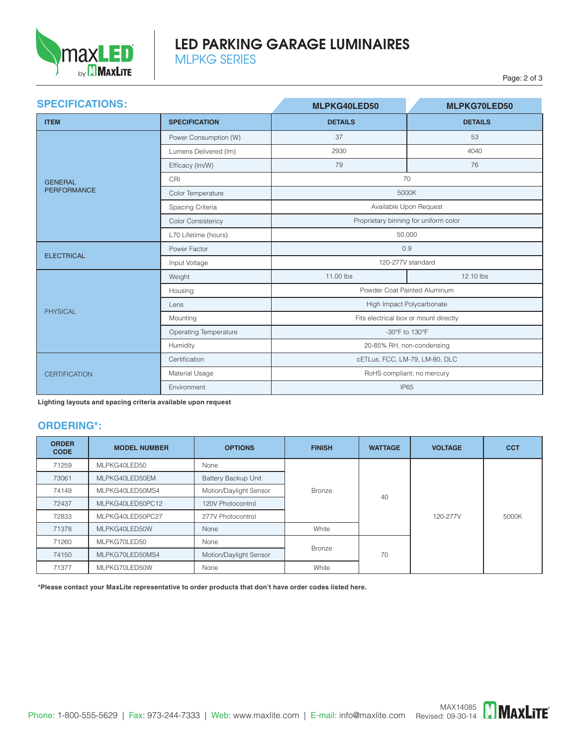# LED PARKING GARAGE LUMINAIRES

## MLPKG SERIES

## SPECIFICATIONS:

| ITEM | SPECIFICATION | MLPKG40LED50 DETAILS | MLPKG70LED50 DETAILS |
|---|---|---|---|
| GENERAL PERFORMANCE | Power Consumption (W) | 37 | 53 |
| | Lumens Delivered (lm) | 2930 | 4040 |
| | Efficacy (lm/W) | 79 | 76 |
| | CRI | 70 | |
| | Color Temperature | 5000K | |
| | Spacing Criteria | Available Upon Request | |
| | Color Consistency | Proprietary binning for uniform color | |
| | L70 Lifetime (hours) | 50,000 | |
| ELECTRICAL | Power Factor | 0.9 | |
| | Input Voltage | 120-277V standard | |
| PHYSICAL | Weight | 11.00 lbs | 12.10 lbs |
| | Housing | Powder Coat Painted Aluminum | |
| | Lens | High Impact Polycarbonate | |
| | Mounting | Fits electrical box or mount directly | |
| | Operating Temperature | -30°F to 130°F | |
| | Humidity | 20-85% RH, non-condensing | |
| CERTIFICATION | Certification | cETLus, FCC, LM-79, LM-80, DLC | |
| | Material Usage | RoHS compliant; no mercury | |
| | Environment | IP65 | |

**Lighting layouts and spacing criteria available upon request**

## ORDERING*:

| ORDER CODE | MODEL NUMBER | OPTIONS | FINISH | WATTAGE | VOLTAGE | CCT |
|---|---|---|---|---|---|---|
| 71259 | MLPKG40LED50 | None | Bronze | 40 | 120-277V | 5000K |
| 73061 | MLPKG40LED50EM | Battery Backup Unit | Bronze | 40 | 120-277V | 5000K |
| 74149 | MLPKG40LED50MS4 | Motion/Daylight Sensor | Bronze | 40 | 120-277V | 5000K |
| 72437 | MLPKG40LED50PC12 | 120V Photocontrol | Bronze | 40 | 120-277V | 5000K |
| 72833 | MLPKG40LED50PC27 | 277V Photocontrol | Bronze | 40 | 120-277V | 5000K |
| 71378 | MLPKG40LED50W | None | White | 40 | 120-277V | 5000K |
| 71260 | MLPKG70LED50 | None | Bronze | 70 | 120-277V | 5000K |
| 74150 | MLPKG70LED50MS4 | Motion/Daylight Sensor | Bronze | 70 | 120-277V | 5000K |
| 71377 | MLPKG70LED50W | None | White | 70 | 120-277V | 5000K |

***Please contact your MaxLite representative to order products that don't have order codes listed here.**

Phone: 1-800-555-5629 | Fax: 973-244-7333 | Web: www.maxlite.com | E-mail: info@maxlite.com

MAX14085
Revised: 09-30-14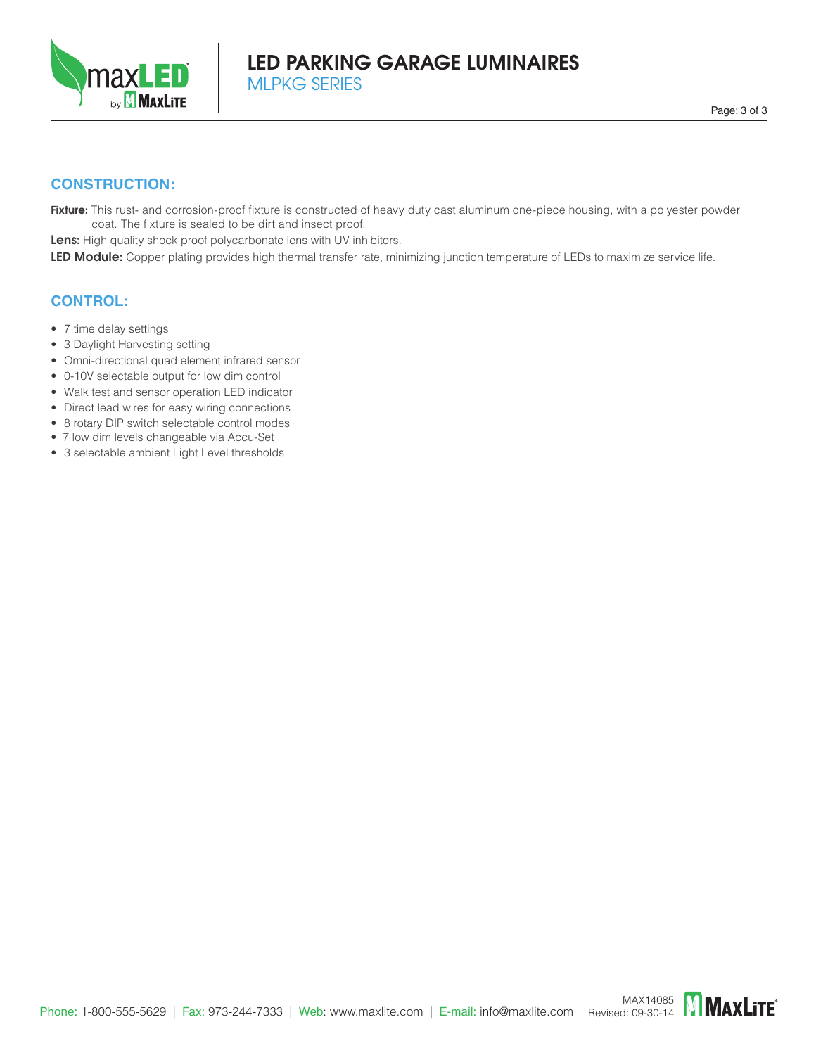## CONSTRUCTION:

**Fixture:** This rust- and corrosion-proof fixture is constructed of heavy duty cast aluminum one-piece housing, with a polyester powder coat. The fixture is sealed to be dirt and insect proof.

**Lens:** High quality shock proof polycarbonate lens with UV inhibitors.

**LED Module:** Copper plating provides high thermal transfer rate, minimizing junction temperature of LEDs to maximize service life.

## CONTROL:

- 7 time delay settings
- 3 Daylight Harvesting setting
- Omni-directional quad element infrared sensor
- 0-10V selectable output for low dim control
- Walk test and sensor operation LED indicator
- Direct lead wires for easy wiring connections
- 8 rotary DIP switch selectable control modes
- 7 low dim levels changeable via Accu-Set
- 3 selectable ambient Light Level thresholds